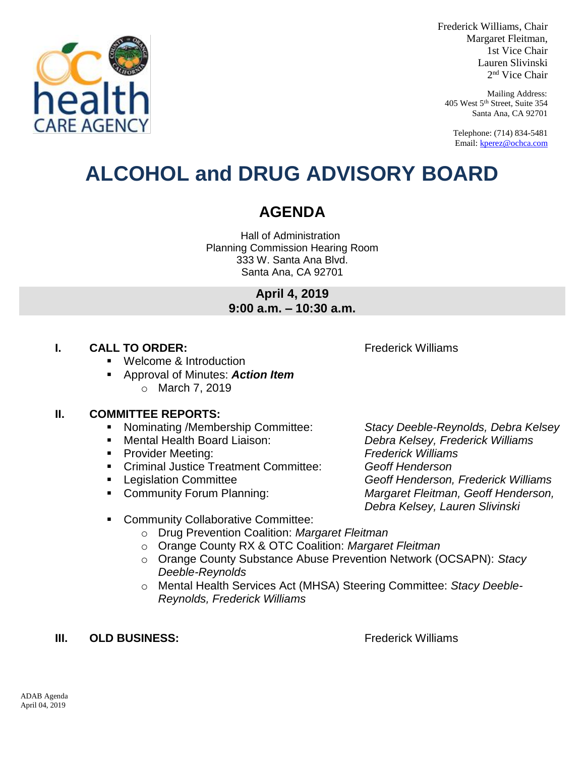Frederick Williams, Chair
Margaret Fleitman,
1st Vice Chair
Lauren Slivinski
2nd Vice Chair

Mailing Address:
405 West 5th Street, Suite 354
Santa Ana, CA 92701

Telephone: (714) 834-5481
Email: kperez@ochca.com

# ALCOHOL and DRUG ADVISORY BOARD

## AGENDA

Hall of Administration
Planning Commission Hearing Room
333 W. Santa Ana Blvd.
Santa Ana, CA 92701

**April 4, 2019**
**9:00 a.m. – 10:30 a.m.**

### I. CALL TO ORDER: Frederick Williams

- Welcome & Introduction
- Approval of Minutes: ***Action Item***
  - March 7, 2019

### II. COMMITTEE REPORTS:

- Nominating /Membership Committee: *Stacy Deeble-Reynolds, Debra Kelsey*
- Mental Health Board Liaison: *Debra Kelsey, Frederick Williams*
- Provider Meeting: *Frederick Williams*
- Criminal Justice Treatment Committee: *Geoff Henderson*
- Legislation Committee *Geoff Henderson, Frederick Williams*
- Community Forum Planning: *Margaret Fleitman, Geoff Henderson, Debra Kelsey, Lauren Slivinski*
- Community Collaborative Committee:
  - Drug Prevention Coalition: *Margaret Fleitman*
  - Orange County RX & OTC Coalition: *Margaret Fleitman*
  - Orange County Substance Abuse Prevention Network (OCSAPN): *Stacy Deeble-Reynolds*
  - Mental Health Services Act (MHSA) Steering Committee: *Stacy Deeble-Reynolds, Frederick Williams*

### III. OLD BUSINESS: Frederick Williams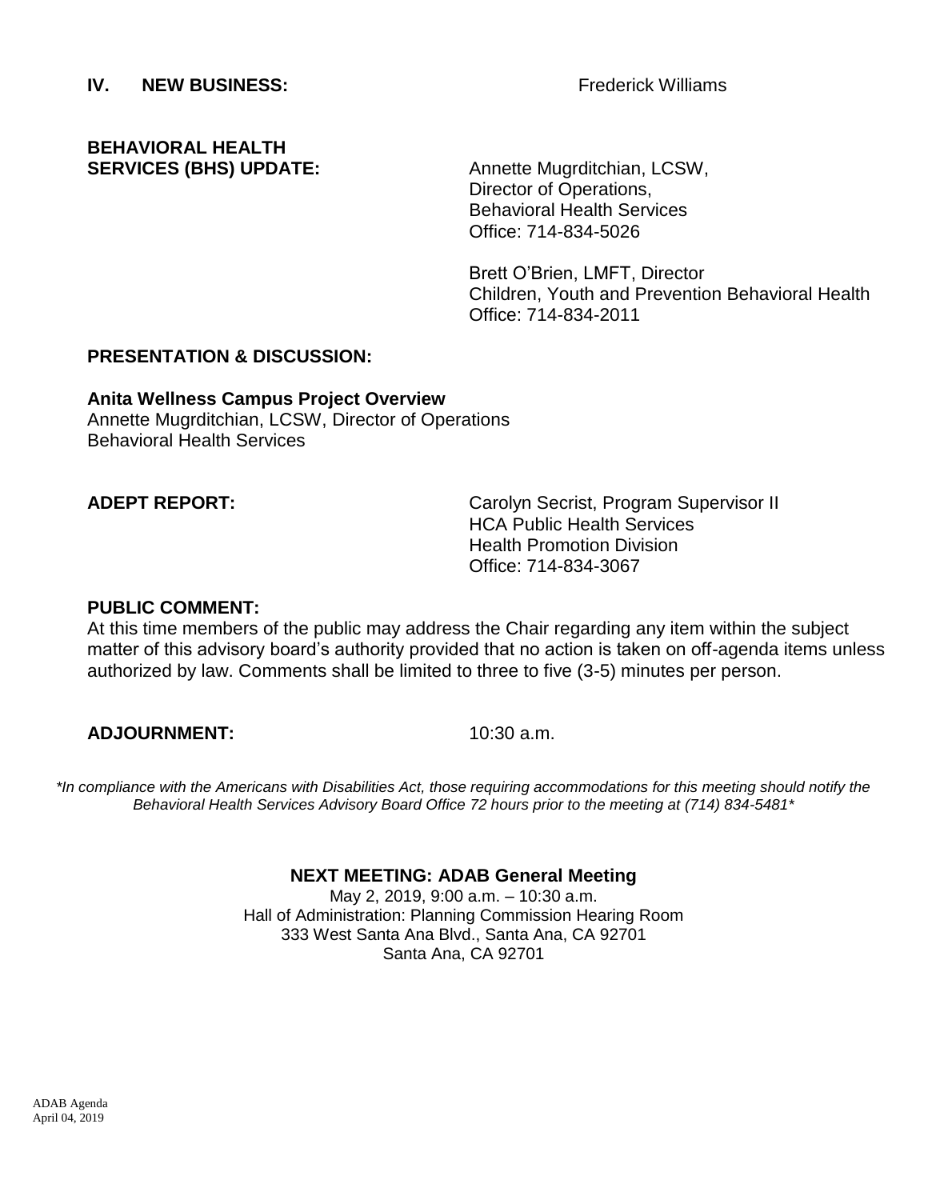**IV. NEW BUSINESS:** Frederick Williams

**BEHAVIORAL HEALTH SERVICES (BHS) UPDATE:**

Annette Mugrditchian, LCSW,
Director of Operations,
Behavioral Health Services
Office: 714-834-5026

Brett O'Brien, LMFT, Director
Children, Youth and Prevention Behavioral Health
Office: 714-834-2011

**PRESENTATION & DISCUSSION:**

**Anita Wellness Campus Project Overview**
Annette Mugrditchian, LCSW, Director of Operations
Behavioral Health Services

**ADEPT REPORT:**

Carolyn Secrist, Program Supervisor II
HCA Public Health Services
Health Promotion Division
Office: 714-834-3067

**PUBLIC COMMENT:**
At this time members of the public may address the Chair regarding any item within the subject matter of this advisory board's authority provided that no action is taken on off-agenda items unless authorized by law. Comments shall be limited to three to five (3-5) minutes per person.

**ADJOURNMENT:** 10:30 a.m.

*\*In compliance with the Americans with Disabilities Act, those requiring accommodations for this meeting should notify the Behavioral Health Services Advisory Board Office 72 hours prior to the meeting at (714) 834-5481\**

**NEXT MEETING: ADAB General Meeting**
May 2, 2019, 9:00 a.m. – 10:30 a.m.
Hall of Administration: Planning Commission Hearing Room
333 West Santa Ana Blvd., Santa Ana, CA 92701
Santa Ana, CA 92701